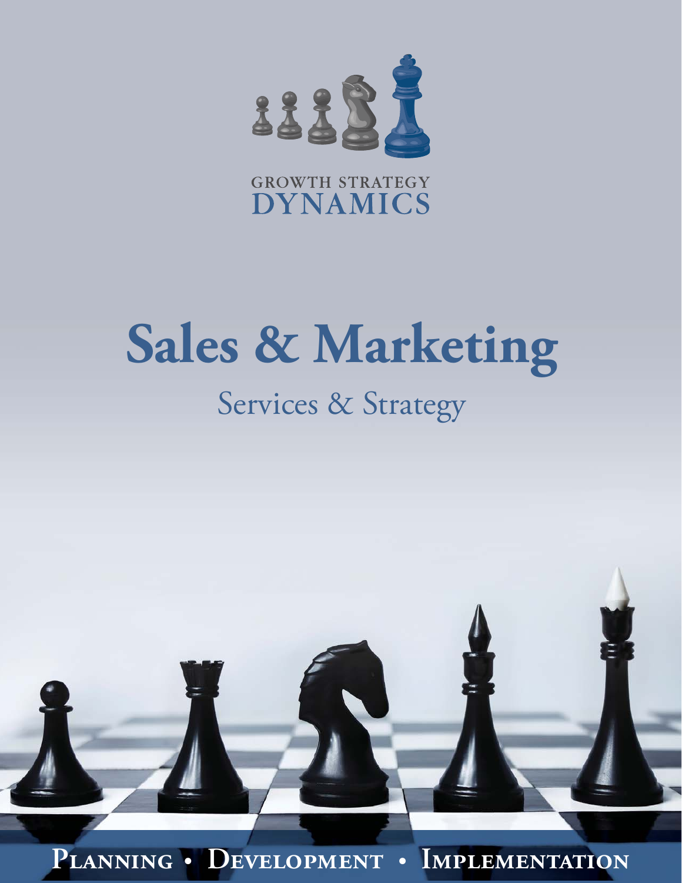GROWTH STRATEGY
DYNAMICS

# Sales & Marketing

## Services & Strategy

**Planning • Development • Implementation**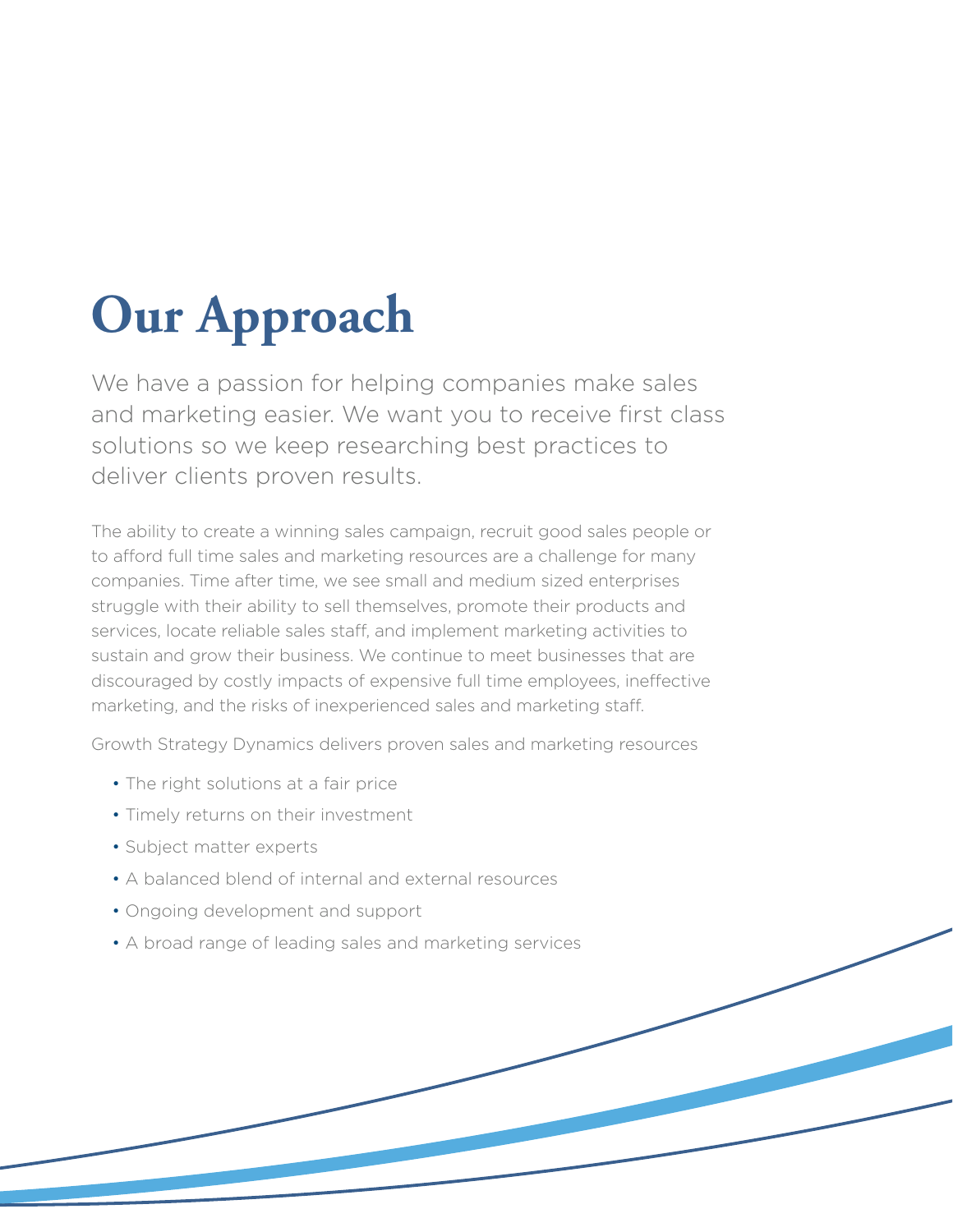# Our Approach

We have a passion for helping companies make sales and marketing easier. We want you to receive first class solutions so we keep researching best practices to deliver clients proven results.

The ability to create a winning sales campaign, recruit good sales people or to afford full time sales and marketing resources are a challenge for many companies. Time after time, we see small and medium sized enterprises struggle with their ability to sell themselves, promote their products and services, locate reliable sales staff, and implement marketing activities to sustain and grow their business. We continue to meet businesses that are discouraged by costly impacts of expensive full time employees, ineffective marketing, and the risks of inexperienced sales and marketing staff.

Growth Strategy Dynamics delivers proven sales and marketing resources

- The right solutions at a fair price
- Timely returns on their investment
- Subject matter experts
- A balanced blend of internal and external resources
- Ongoing development and support
- A broad range of leading sales and marketing services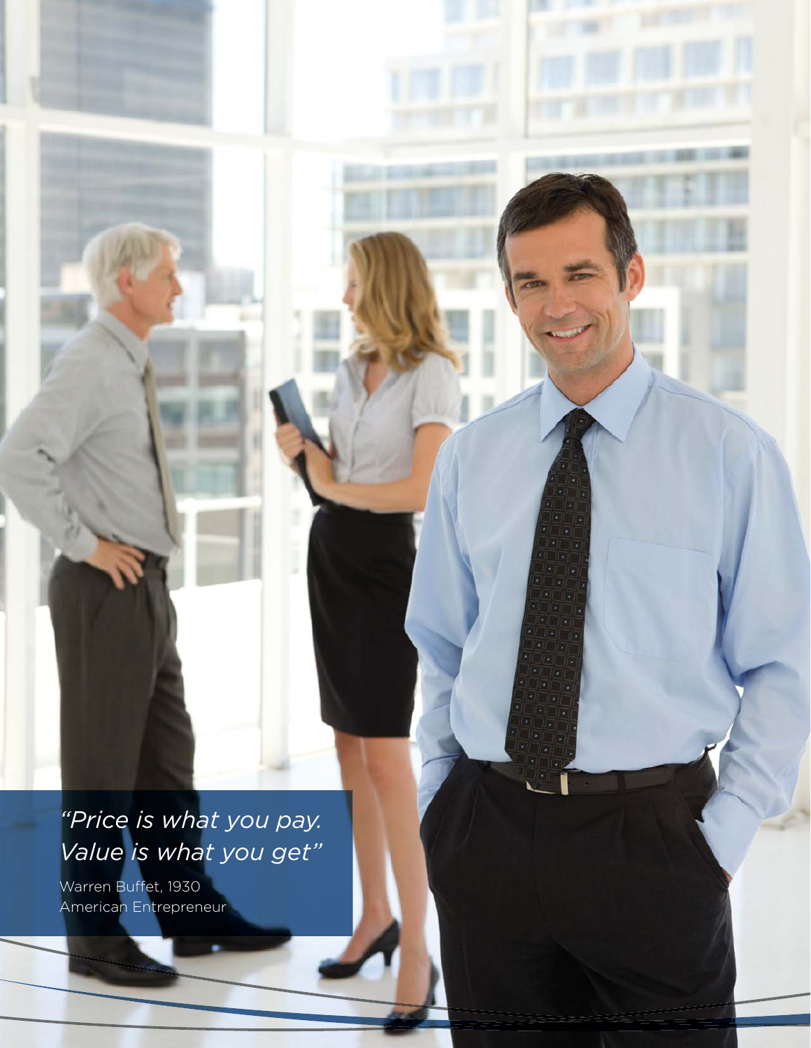*"Price is what you pay. Value is what you get"*

Warren Buffet, 1930
American Entrepreneur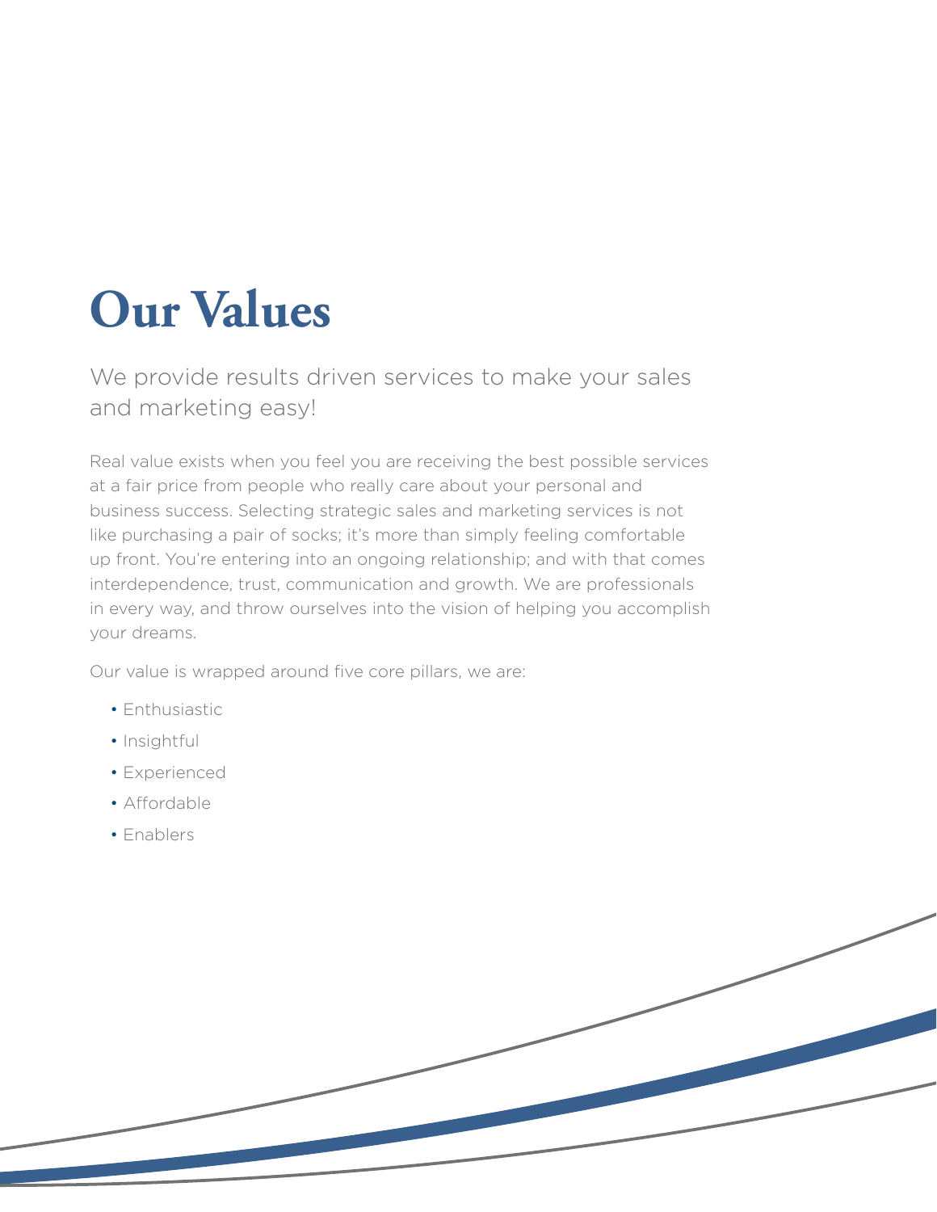# Our Values

We provide results driven services to make your sales and marketing easy!

Real value exists when you feel you are receiving the best possible services at a fair price from people who really care about your personal and business success. Selecting strategic sales and marketing services is not like purchasing a pair of socks; it's more than simply feeling comfortable up front. You're entering into an ongoing relationship; and with that comes interdependence, trust, communication and growth. We are professionals in every way, and throw ourselves into the vision of helping you accomplish your dreams.

Our value is wrapped around five core pillars, we are:

- Enthusiastic
- Insightful
- Experienced
- Affordable
- Enablers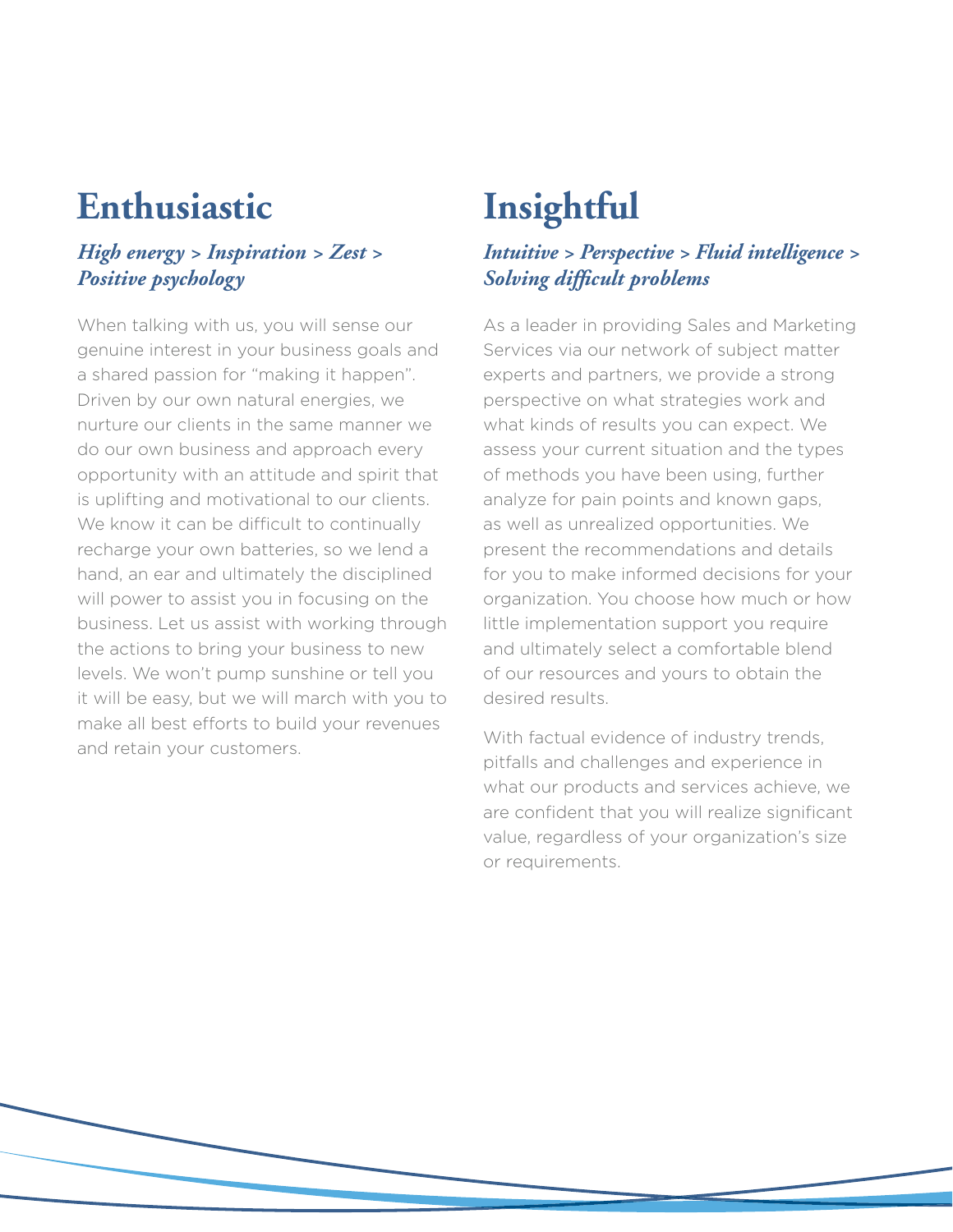## Enthusiastic

***High energy > Inspiration > Zest > Positive psychology***

When talking with us, you will sense our genuine interest in your business goals and a shared passion for "making it happen". Driven by our own natural energies, we nurture our clients in the same manner we do our own business and approach every opportunity with an attitude and spirit that is uplifting and motivational to our clients. We know it can be difficult to continually recharge your own batteries, so we lend a hand, an ear and ultimately the disciplined will power to assist you in focusing on the business. Let us assist with working through the actions to bring your business to new levels. We won't pump sunshine or tell you it will be easy, but we will march with you to make all best efforts to build your revenues and retain your customers.

## Insightful

***Intuitive > Perspective > Fluid intelligence > Solving difficult problems***

As a leader in providing Sales and Marketing Services via our network of subject matter experts and partners, we provide a strong perspective on what strategies work and what kinds of results you can expect. We assess your current situation and the types of methods you have been using, further analyze for pain points and known gaps, as well as unrealized opportunities. We present the recommendations and details for you to make informed decisions for your organization. You choose how much or how little implementation support you require and ultimately select a comfortable blend of our resources and yours to obtain the desired results.

With factual evidence of industry trends, pitfalls and challenges and experience in what our products and services achieve, we are confident that you will realize significant value, regardless of your organization's size or requirements.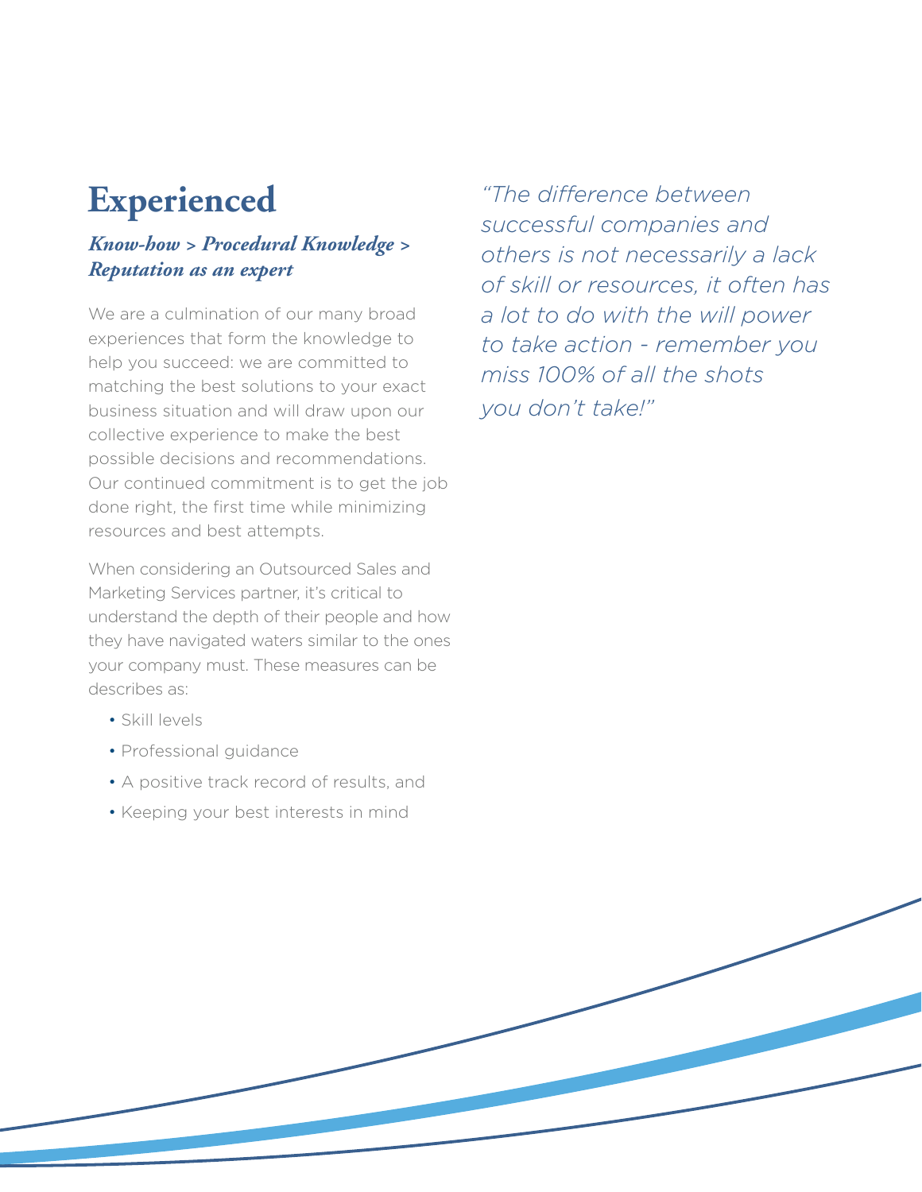# Experienced

***Know-how > Procedural Knowledge > Reputation as an expert***

We are a culmination of our many broad experiences that form the knowledge to help you succeed: we are committed to matching the best solutions to your exact business situation and will draw upon our collective experience to make the best possible decisions and recommendations. Our continued commitment is to get the job done right, the first time while minimizing resources and best attempts.

When considering an Outsourced Sales and Marketing Services partner, it's critical to understand the depth of their people and how they have navigated waters similar to the ones your company must. These measures can be describes as:

- Skill levels
- Professional guidance
- A positive track record of results, and
- Keeping your best interests in mind

*"The difference between successful companies and others is not necessarily a lack of skill or resources, it often has a lot to do with the will power to take action - remember you miss 100% of all the shots you don't take!"*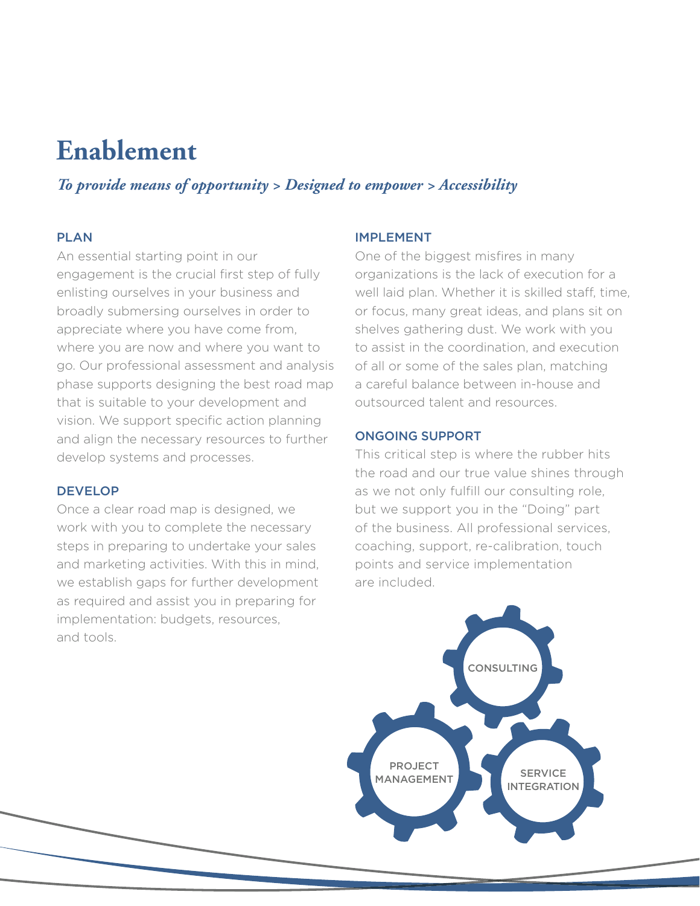# Enablement

***To provide means of opportunity > Designed to empower > Accessibility***

### PLAN

An essential starting point in our engagement is the crucial first step of fully enlisting ourselves in your business and broadly submersing ourselves in order to appreciate where you have come from, where you are now and where you want to go. Our professional assessment and analysis phase supports designing the best road map that is suitable to your development and vision. We support specific action planning and align the necessary resources to further develop systems and processes.

### DEVELOP

Once a clear road map is designed, we work with you to complete the necessary steps in preparing to undertake your sales and marketing activities. With this in mind, we establish gaps for further development as required and assist you in preparing for implementation: budgets, resources, and tools.

### IMPLEMENT

One of the biggest misfires in many organizations is the lack of execution for a well laid plan. Whether it is skilled staff, time, or focus, many great ideas, and plans sit on shelves gathering dust. We work with you to assist in the coordination, and execution of all or some of the sales plan, matching a careful balance between in-house and outsourced talent and resources.

### ONGOING SUPPORT

This critical step is where the rubber hits the road and our true value shines through as we not only fulfill our consulting role, but we support you in the "Doing" part of the business. All professional services, coaching, support, re-calibration, touch points and service implementation are included.

CONSULTING

PROJECT MANAGEMENT

SERVICE INTEGRATION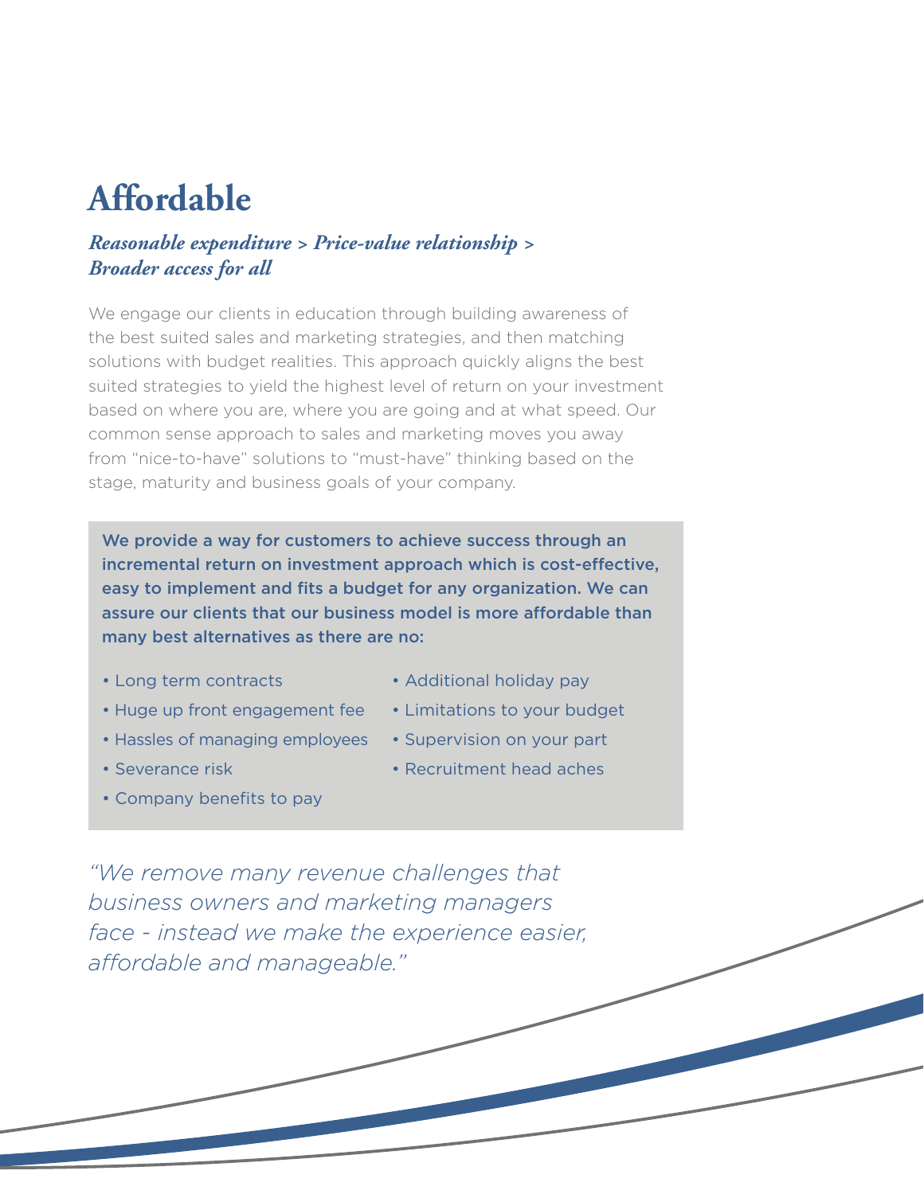# Affordable

***Reasonable expenditure > Price-value relationship > Broader access for all***

We engage our clients in education through building awareness of the best suited sales and marketing strategies, and then matching solutions with budget realities. This approach quickly aligns the best suited strategies to yield the highest level of return on your investment based on where you are, where you are going and at what speed. Our common sense approach to sales and marketing moves you away from "nice-to-have" solutions to "must-have" thinking based on the stage, maturity and business goals of your company.

**We provide a way for customers to achieve success through an incremental return on investment approach which is cost-effective, easy to implement and fits a budget for any organization. We can assure our clients that our business model is more affordable than many best alternatives as there are no:**

- Long term contracts
- Huge up front engagement fee
- Hassles of managing employees
- Severance risk
- Company benefits to pay
- Additional holiday pay
- Limitations to your budget
- Supervision on your part
- Recruitment head aches

*"We remove many revenue challenges that business owners and marketing managers face - instead we make the experience easier, affordable and manageable."*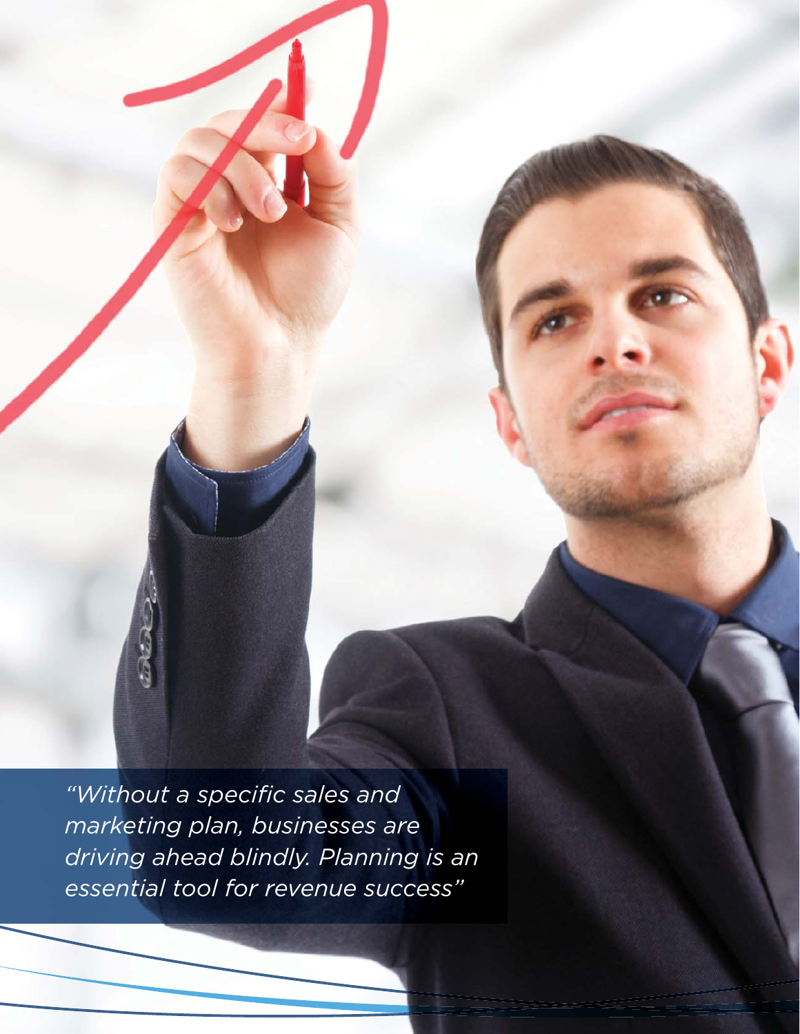*"Without a specific sales and marketing plan, businesses are driving ahead blindly. Planning is an essential tool for revenue success"*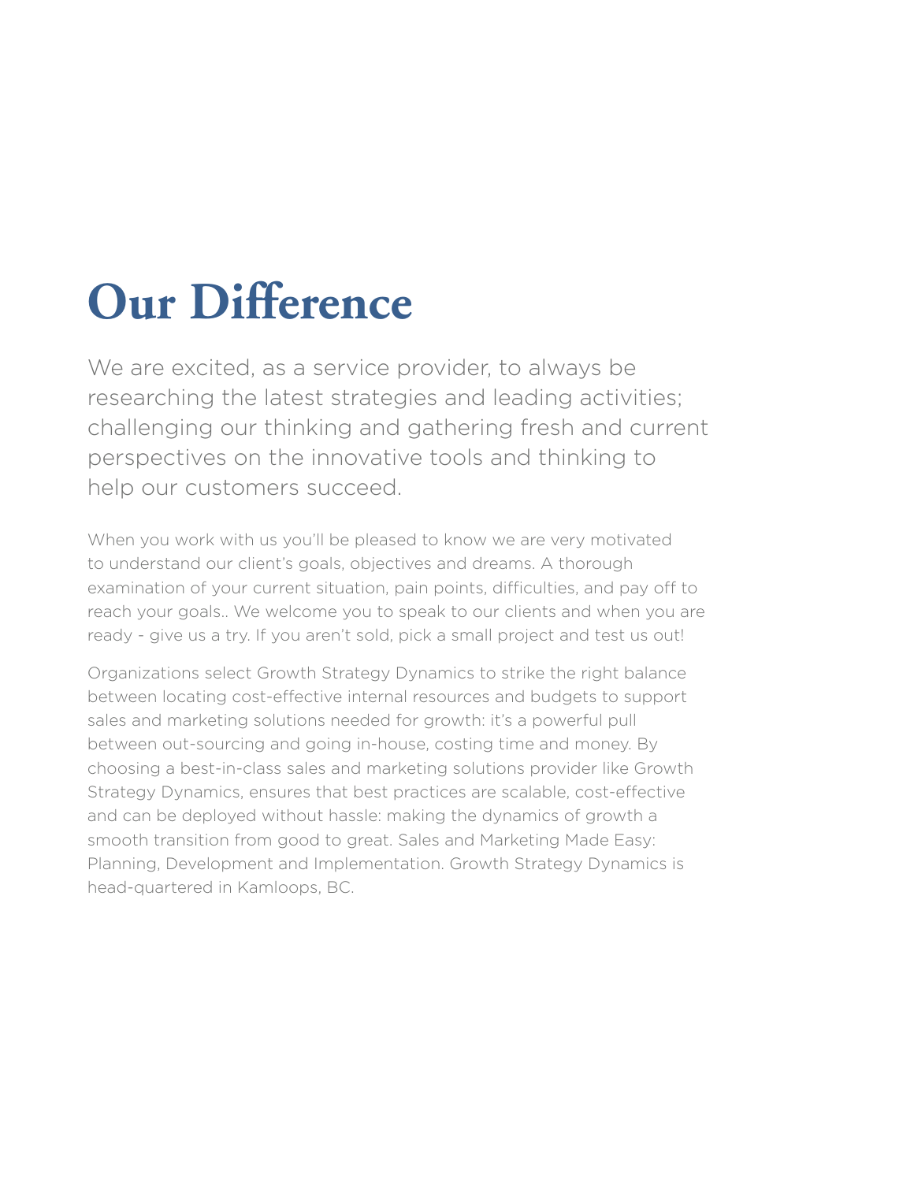# Our Difference

We are excited, as a service provider, to always be researching the latest strategies and leading activities; challenging our thinking and gathering fresh and current perspectives on the innovative tools and thinking to help our customers succeed.

When you work with us you'll be pleased to know we are very motivated to understand our client's goals, objectives and dreams. A thorough examination of your current situation, pain points, difficulties, and pay off to reach your goals.. We welcome you to speak to our clients and when you are ready - give us a try. If you aren't sold, pick a small project and test us out!

Organizations select Growth Strategy Dynamics to strike the right balance between locating cost-effective internal resources and budgets to support sales and marketing solutions needed for growth: it's a powerful pull between out-sourcing and going in-house, costing time and money. By choosing a best-in-class sales and marketing solutions provider like Growth Strategy Dynamics, ensures that best practices are scalable, cost-effective and can be deployed without hassle: making the dynamics of growth a smooth transition from good to great. Sales and Marketing Made Easy: Planning, Development and Implementation. Growth Strategy Dynamics is head-quartered in Kamloops, BC.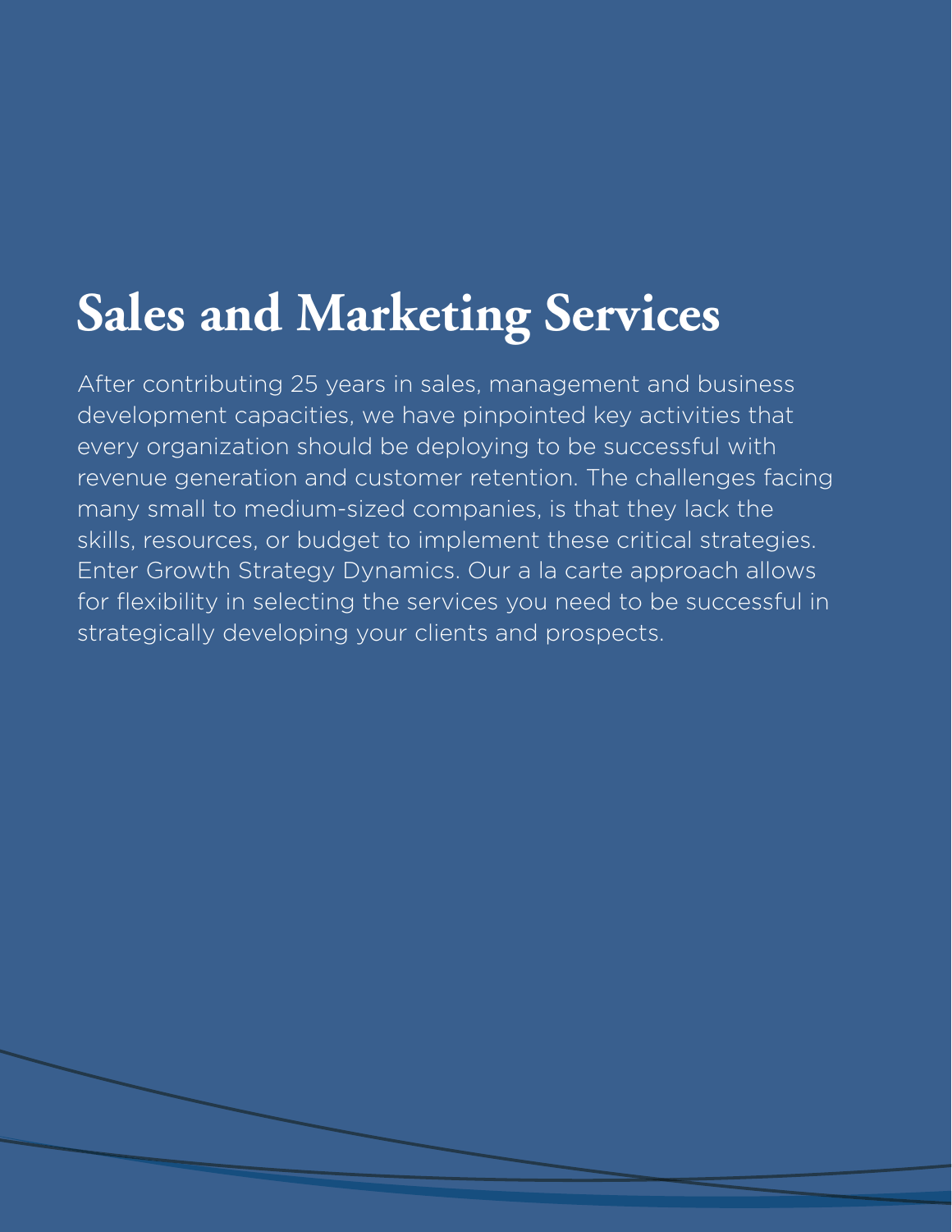# Sales and Marketing Services

After contributing 25 years in sales, management and business development capacities, we have pinpointed key activities that every organization should be deploying to be successful with revenue generation and customer retention. The challenges facing many small to medium-sized companies, is that they lack the skills, resources, or budget to implement these critical strategies. Enter Growth Strategy Dynamics. Our a la carte approach allows for flexibility in selecting the services you need to be successful in strategically developing your clients and prospects.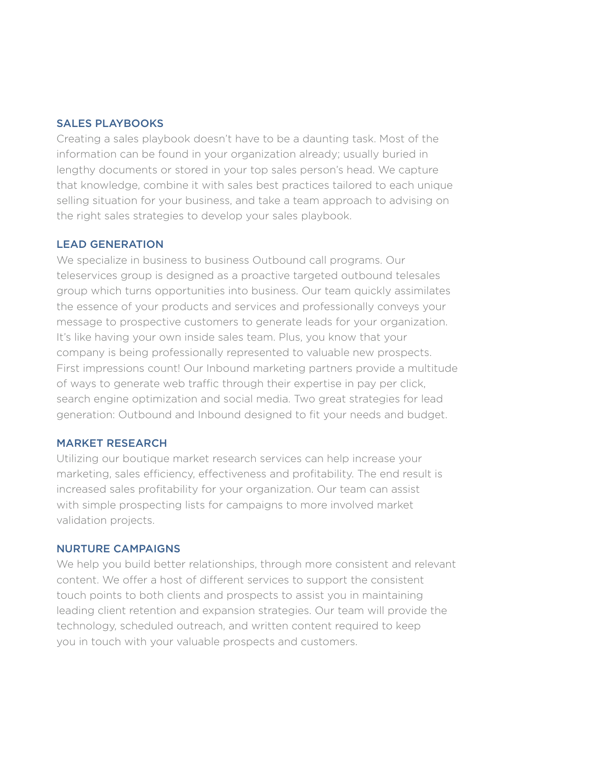## SALES PLAYBOOKS

Creating a sales playbook doesn't have to be a daunting task. Most of the information can be found in your organization already; usually buried in lengthy documents or stored in your top sales person's head. We capture that knowledge, combine it with sales best practices tailored to each unique selling situation for your business, and take a team approach to advising on the right sales strategies to develop your sales playbook.

## LEAD GENERATION

We specialize in business to business Outbound call programs. Our teleservices group is designed as a proactive targeted outbound telesales group which turns opportunities into business. Our team quickly assimilates the essence of your products and services and professionally conveys your message to prospective customers to generate leads for your organization. It's like having your own inside sales team. Plus, you know that your company is being professionally represented to valuable new prospects. First impressions count! Our Inbound marketing partners provide a multitude of ways to generate web traffic through their expertise in pay per click, search engine optimization and social media. Two great strategies for lead generation: Outbound and Inbound designed to fit your needs and budget.

## MARKET RESEARCH

Utilizing our boutique market research services can help increase your marketing, sales efficiency, effectiveness and profitability. The end result is increased sales profitability for your organization. Our team can assist with simple prospecting lists for campaigns to more involved market validation projects.

## NURTURE CAMPAIGNS

We help you build better relationships, through more consistent and relevant content. We offer a host of different services to support the consistent touch points to both clients and prospects to assist you in maintaining leading client retention and expansion strategies. Our team will provide the technology, scheduled outreach, and written content required to keep you in touch with your valuable prospects and customers.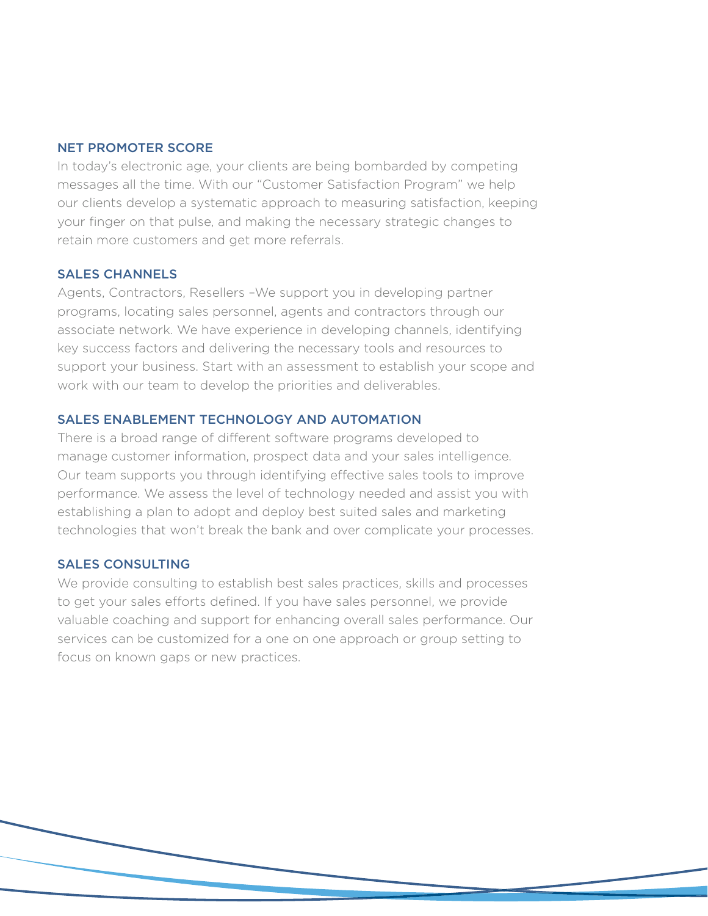## NET PROMOTER SCORE

In today's electronic age, your clients are being bombarded by competing messages all the time. With our "Customer Satisfaction Program" we help our clients develop a systematic approach to measuring satisfaction, keeping your finger on that pulse, and making the necessary strategic changes to retain more customers and get more referrals.

## SALES CHANNELS

Agents, Contractors, Resellers –We support you in developing partner programs, locating sales personnel, agents and contractors through our associate network. We have experience in developing channels, identifying key success factors and delivering the necessary tools and resources to support your business. Start with an assessment to establish your scope and work with our team to develop the priorities and deliverables.

## SALES ENABLEMENT TECHNOLOGY AND AUTOMATION

There is a broad range of different software programs developed to manage customer information, prospect data and your sales intelligence. Our team supports you through identifying effective sales tools to improve performance. We assess the level of technology needed and assist you with establishing a plan to adopt and deploy best suited sales and marketing technologies that won't break the bank and over complicate your processes.

## SALES CONSULTING

We provide consulting to establish best sales practices, skills and processes to get your sales efforts defined. If you have sales personnel, we provide valuable coaching and support for enhancing overall sales performance. Our services can be customized for a one on one approach or group setting to focus on known gaps or new practices.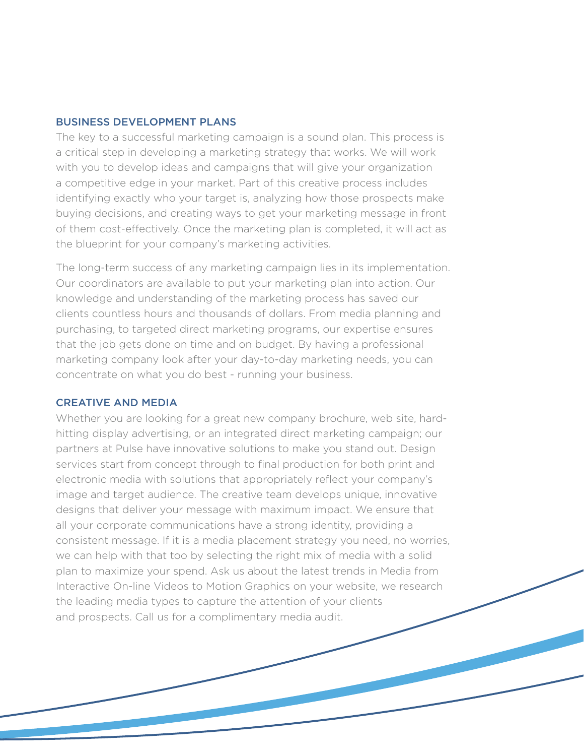## BUSINESS DEVELOPMENT PLANS

The key to a successful marketing campaign is a sound plan. This process is a critical step in developing a marketing strategy that works. We will work with you to develop ideas and campaigns that will give your organization a competitive edge in your market. Part of this creative process includes identifying exactly who your target is, analyzing how those prospects make buying decisions, and creating ways to get your marketing message in front of them cost-effectively. Once the marketing plan is completed, it will act as the blueprint for your company's marketing activities.

The long-term success of any marketing campaign lies in its implementation. Our coordinators are available to put your marketing plan into action. Our knowledge and understanding of the marketing process has saved our clients countless hours and thousands of dollars. From media planning and purchasing, to targeted direct marketing programs, our expertise ensures that the job gets done on time and on budget. By having a professional marketing company look after your day-to-day marketing needs, you can concentrate on what you do best - running your business.

## CREATIVE AND MEDIA

Whether you are looking for a great new company brochure, web site, hard-hitting display advertising, or an integrated direct marketing campaign; our partners at Pulse have innovative solutions to make you stand out. Design services start from concept through to final production for both print and electronic media with solutions that appropriately reflect your company's image and target audience. The creative team develops unique, innovative designs that deliver your message with maximum impact. We ensure that all your corporate communications have a strong identity, providing a consistent message. If it is a media placement strategy you need, no worries, we can help with that too by selecting the right mix of media with a solid plan to maximize your spend. Ask us about the latest trends in Media from Interactive On-line Videos to Motion Graphics on your website, we research the leading media types to capture the attention of your clients and prospects. Call us for a complimentary media audit.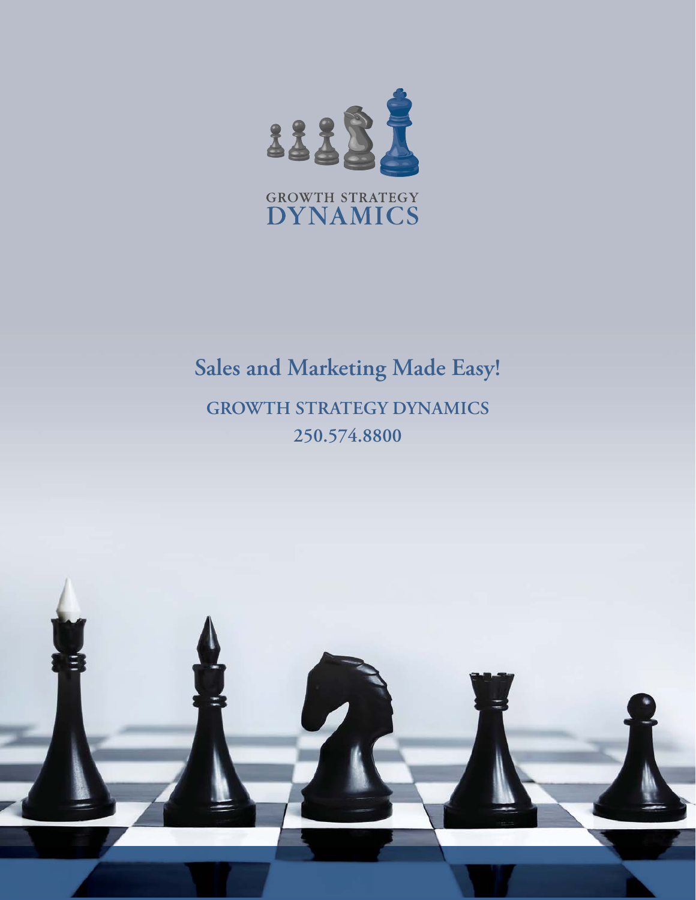GROWTH STRATEGY
DYNAMICS

## Sales and Marketing Made Easy!

**GROWTH STRATEGY DYNAMICS**

**250.574.8800**